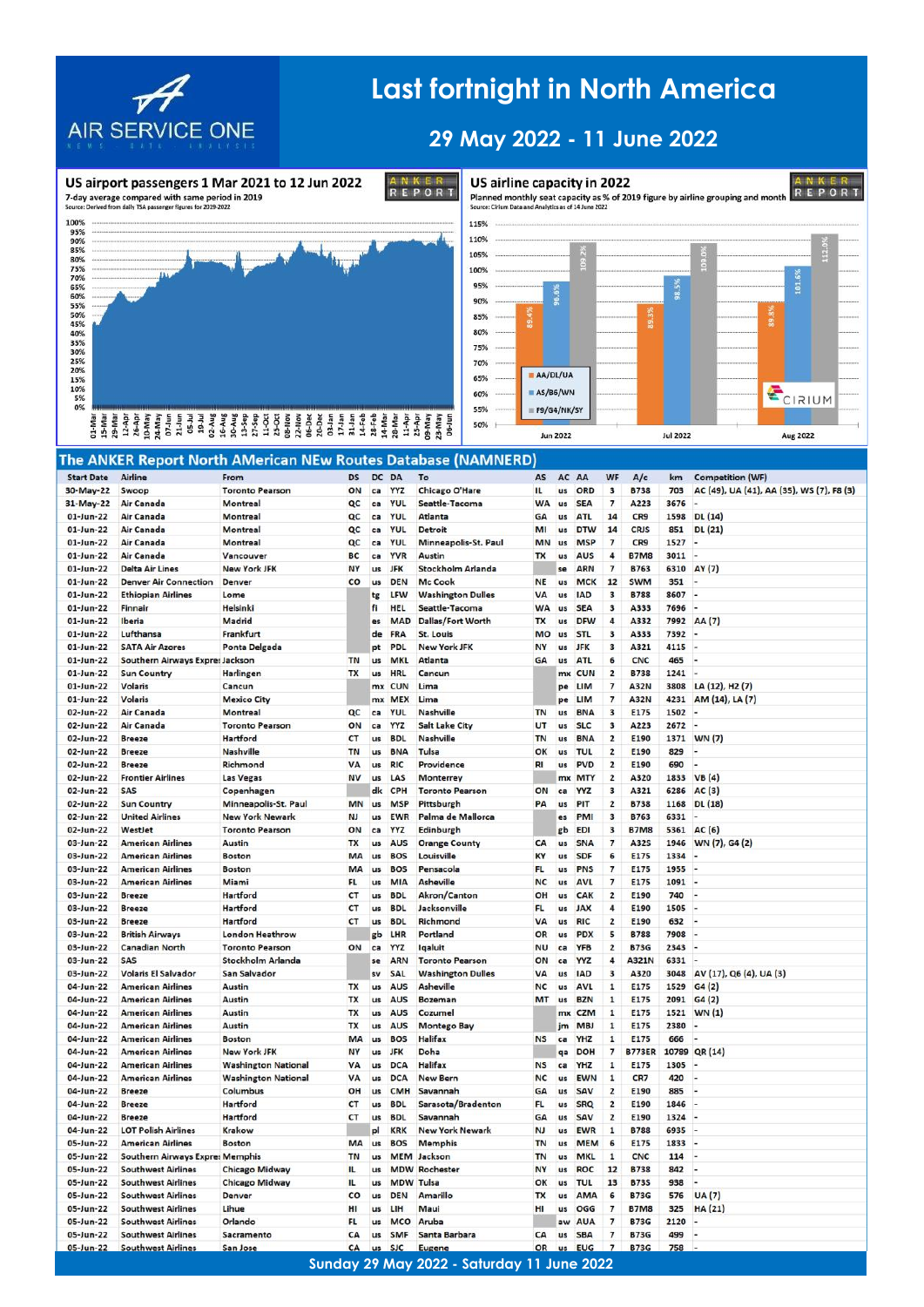# Last fortnight in North America

## 29 May 2022 - 11 June 2022

AIR SERVICE ONE

### US airport passengers 1 Mar 2021 to 12 Jun 2022

7-day average compared with same period in 2019

Source: Derived from daily TSA passenger figures for 2019-2022

### US airline capacity in 2022

Planned monthly seat capacity as % of 2019 figure by airline grouping and month

Source: Cirium Data and Analytics as of 14 June 2022

| | AA/DL/UA | AS/B6/WN | F9/G4/NK/SY |
|---|---|---|---|
| Jun 2022 | 89.4% | 96.6% | 109.2% |
| Jul 2022 | 89.3% | 98.5% | 109.0% |
| Aug 2022 | 89.8% | 101.6% | 112.0% |

## The ANKER Report North AMerican NEw Routes Database (NAMNERD)

| Start Date | Airline | From | DS | DC | DA | To | AS | AC | AA | WF | A/c | km | Competition (WF) |
|---|---|---|---|---|---|---|---|---|---|---|---|---|---|
| 30-May-22 | Swoop | Toronto Pearson | ON | ca | YYZ | Chicago O'Hare | IL | us | ORD | 3 | B738 | 703 | AC (49), UA (41), AA (35), WS (7), F8 (3) |
| 31-May-22 | Air Canada | Montreal | QC | ca | YUL | Seattle-Tacoma | WA | us | SEA | 7 | A223 | 3676 | - |
| 01-Jun-22 | Air Canada | Montreal | QC | ca | YUL | Atlanta | GA | us | ATL | 14 | CR9 | 1598 | DL (14) |
| 01-Jun-22 | Air Canada | Montreal | QC | ca | YUL | Detroit | MI | us | DTW | 14 | CRJS | 851 | DL (21) |
| 01-Jun-22 | Air Canada | Montreal | QC | ca | YUL | Minneapolis-St. Paul | MN | us | MSP | 7 | CR9 | 1527 | - |
| 01-Jun-22 | Air Canada | Vancouver | BC | ca | YVR | Austin | TX | us | AUS | 4 | B7M8 | 3011 | - |
| 01-Jun-22 | Delta Air Lines | New York JFK | NY | us | JFK | Stockholm Arlanda | | se | ARN | 7 | B763 | 6310 | AY (7) |
| 01-Jun-22 | Denver Air Connection | Denver | CO | us | DEN | Mc Cook | NE | us | MCK | 12 | SWM | 351 | - |
| 01-Jun-22 | Ethiopian Airlines | Lome | | tg | LFW | Washington Dulles | VA | us | IAD | 3 | B788 | 8607 | - |
| 01-Jun-22 | Finnair | Helsinki | | fi | HEL | Seattle-Tacoma | WA | us | SEA | 3 | A333 | 7696 | - |
| 01-Jun-22 | Iberia | Madrid | | es | MAD | Dallas/Fort Worth | TX | us | DFW | 4 | A332 | 7992 | AA (7) |
| 01-Jun-22 | Lufthansa | Frankfurt | | de | FRA | St. Louis | MO | us | STL | 3 | A333 | 7392 | - |
| 01-Jun-22 | SATA Air Azores | Ponta Delgada | | pt | PDL | New York JFK | NY | us | JFK | 3 | A321 | 4115 | - |
| 01-Jun-22 | Southern Airways Expres | Jackson | TN | us | MKL | Atlanta | GA | us | ATL | 6 | CNC | 465 | - |
| 01-Jun-22 | Sun Country | Harlingen | TX | us | HRL | Cancun | | mx | CUN | 2 | B738 | 1241 | - |
| 01-Jun-22 | Volaris | Cancun | | mx | CUN | Lima | | pe | LIM | 7 | A32N | 3808 | LA (12), H2 (7) |
| 01-Jun-22 | Volaris | Mexico City | | mx | MEX | Lima | | pe | LIM | 7 | A32N | 4231 | AM (14), LA (7) |
| 02-Jun-22 | Air Canada | Montreal | QC | ca | YUL | Nashville | TN | us | BNA | 3 | E175 | 1502 | - |
| 02-Jun-22 | Air Canada | Toronto Pearson | ON | ca | YYZ | Salt Lake City | UT | us | SLC | 3 | A223 | 2672 | - |
| 02-Jun-22 | Breeze | Hartford | CT | us | BDL | Nashville | TN | us | BNA | 2 | E190 | 1371 | WN (7) |
| 02-Jun-22 | Breeze | Nashville | TN | us | BNA | Tulsa | OK | us | TUL | 2 | E190 | 829 | - |
| 02-Jun-22 | Breeze | Richmond | VA | us | RIC | Providence | RI | us | PVD | 2 | E190 | 690 | - |
| 02-Jun-22 | Frontier Airlines | Las Vegas | NV | us | LAS | Monterrey | | mx | MTY | 2 | A320 | 1833 | VB (4) |
| 02-Jun-22 | SAS | Copenhagen | | dk | CPH | Toronto Pearson | ON | ca | YYZ | 3 | A321 | 6286 | AC (3) |
| 02-Jun-22 | Sun Country | Minneapolis-St. Paul | MN | us | MSP | Pittsburgh | PA | us | PIT | 2 | B738 | 1168 | DL (18) |
| 02-Jun-22 | United Airlines | New York Newark | NJ | us | EWR | Palma de Mallorca | | es | PMI | 3 | B763 | 6331 | - |
| 02-Jun-22 | WestJet | Toronto Pearson | ON | ca | YYZ | Edinburgh | | gb | EDI | 3 | B7M8 | 5361 | AC (6) |
| 03-Jun-22 | American Airlines | Austin | TX | us | AUS | Orange County | CA | us | SNA | 7 | A32S | 1946 | WN (7), G4 (2) |
| 03-Jun-22 | American Airlines | Boston | MA | us | BOS | Louisville | KY | us | SDF | 6 | E175 | 1334 | - |
| 03-Jun-22 | American Airlines | Boston | MA | us | BOS | Pensacola | FL | us | PNS | 7 | E175 | 1955 | - |
| 03-Jun-22 | American Airlines | Miami | FL | us | MIA | Asheville | NC | us | AVL | 7 | E175 | 1091 | - |
| 03-Jun-22 | Breeze | Hartford | CT | us | BDL | Akron/Canton | OH | us | CAK | 2 | E190 | 740 | - |
| 03-Jun-22 | Breeze | Hartford | CT | us | BDL | Jacksonville | FL | us | JAX | 4 | E190 | 1505 | - |
| 03-Jun-22 | Breeze | Hartford | CT | us | BDL | Richmond | VA | us | RIC | 2 | E190 | 632 | - |
| 03-Jun-22 | British Airways | London Heathrow | | gb | LHR | Portland | OR | us | PDX | 5 | B788 | 7908 | - |
| 03-Jun-22 | Canadian North | Toronto Pearson | ON | ca | YYZ | Iqaluit | NU | ca | YFB | 2 | B73G | 2343 | - |
| 03-Jun-22 | SAS | Stockholm Arlanda | | se | ARN | Toronto Pearson | ON | ca | YYZ | 4 | A321N | 6331 | - |
| 03-Jun-22 | Volaris El Salvador | San Salvador | | sv | SAL | Washington Dulles | VA | us | IAD | 3 | A320 | 3048 | AV (17), Q6 (4), UA (3) |
| 04-Jun-22 | American Airlines | Austin | TX | us | AUS | Asheville | NC | us | AVL | 1 | E175 | 1529 | G4 (2) |
| 04-Jun-22 | American Airlines | Austin | TX | us | AUS | Bozeman | MT | us | BZN | 1 | E175 | 2091 | G4 (2) |
| 04-Jun-22 | American Airlines | Austin | TX | us | AUS | Cozumel | | mx | CZM | 1 | E175 | 1521 | WN (1) |
| 04-Jun-22 | American Airlines | Austin | TX | us | AUS | Montego Bay | | jm | MBJ | 1 | E175 | 2380 | - |
| 04-Jun-22 | American Airlines | Boston | MA | us | BOS | Halifax | NS | ca | YHZ | 1 | E175 | 666 | - |
| 04-Jun-22 | American Airlines | New York JFK | NY | us | JFK | Doha | | qa | DOH | 7 | B773ER | 10789 | QR (14) |
| 04-Jun-22 | American Airlines | Washington National | VA | us | DCA | Halifax | NS | ca | YHZ | 1 | E175 | 1305 | - |
| 04-Jun-22 | American Airlines | Washington National | VA | us | DCA | New Bern | NC | us | EWN | 1 | CR7 | 420 | - |
| 04-Jun-22 | Breeze | Columbus | OH | us | CMH | Savannah | GA | us | SAV | 2 | E190 | 885 | - |
| 04-Jun-22 | Breeze | Hartford | CT | us | BDL | Sarasota/Bradenton | FL | us | SRQ | 2 | E190 | 1846 | - |
| 04-Jun-22 | Breeze | Hartford | CT | us | BDL | Savannah | GA | us | SAV | 2 | E190 | 1324 | - |
| 04-Jun-22 | LOT Polish Airlines | Krakow | | pl | KRK | New York Newark | NJ | us | EWR | 1 | B788 | 6935 | - |
| 05-Jun-22 | American Airlines | Boston | MA | us | BOS | Memphis | TN | us | MEM | 6 | E175 | 1833 | - |
| 05-Jun-22 | Southern Airways Expres | Memphis | TN | us | MEM | Jackson | TN | us | MKL | 1 | CNC | 114 | - |
| 05-Jun-22 | Southwest Airlines | Chicago Midway | IL | us | MDW | Rochester | NY | us | ROC | 12 | B738 | 842 | - |
| 05-Jun-22 | Southwest Airlines | Chicago Midway | IL | us | MDW | Tulsa | OK | us | TUL | 13 | B73S | 938 | - |
| 05-Jun-22 | Southwest Airlines | Denver | CO | us | DEN | Amarillo | TX | us | AMA | 6 | B73G | 576 | UA (7) |
| 05-Jun-22 | Southwest Airlines | Lihue | HI | us | LIH | Maui | HI | us | OGG | 7 | B7M8 | 325 | HA (21) |
| 05-Jun-22 | Southwest Airlines | Orlando | FL | us | MCO | Aruba | | aw | AUA | 7 | B73G | 2120 | - |
| 05-Jun-22 | Southwest Airlines | Sacramento | CA | us | SMF | Santa Barbara | CA | us | SBA | 7 | B73G | 499 | - |
| 05-Jun-22 | Southwest Airlines | San Jose | CA | us | SJC | Eugene | OR | us | EUG | 7 | B73G | 758 | - |

Sunday 29 May 2022 - Saturday 11 June 2022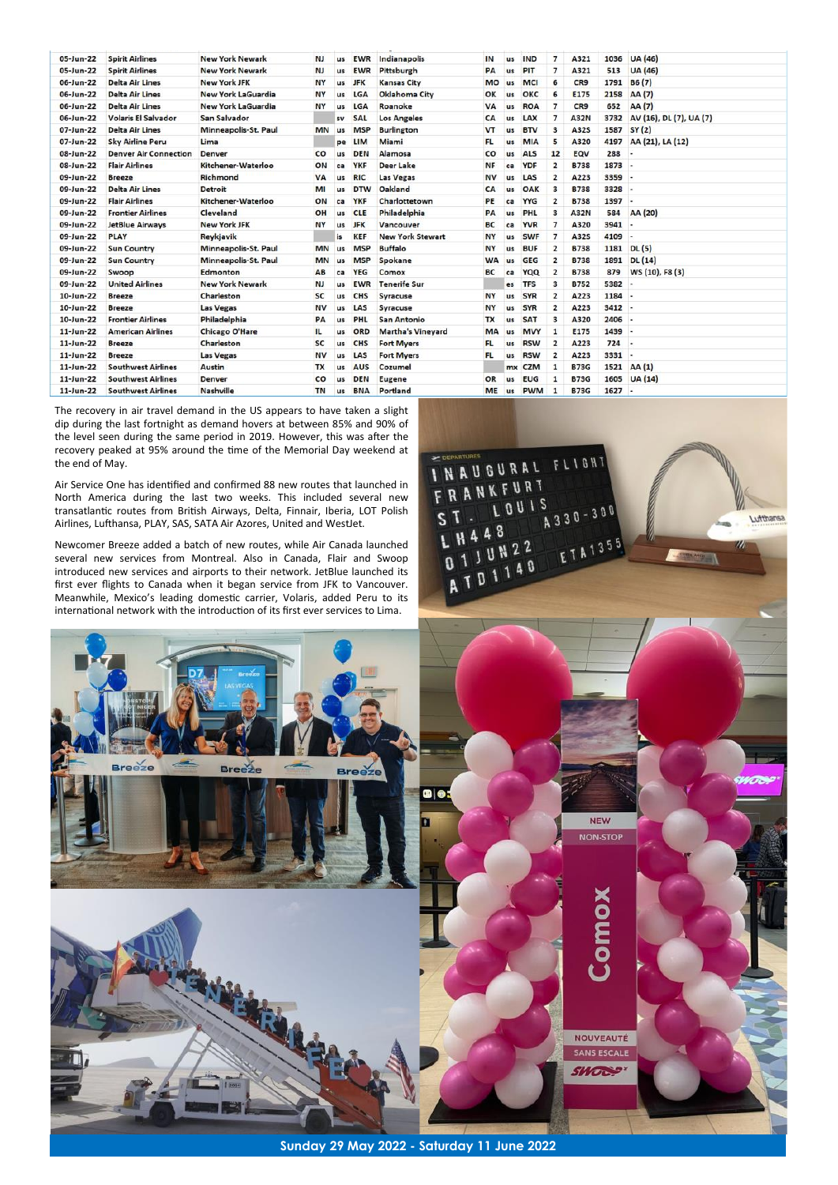| | | | | | | | | | | | | | | |
|---|---|---|---|---|---|---|---|---|---|---|---|---|---|---|
| 05-Jun-22 | Spirit Airlines | New York Newark | NJ | us | EWR | Indianapolis | IN | us | IND | 7 | A321 | 1036 | UA (46) |
| 05-Jun-22 | Spirit Airlines | New York Newark | NJ | us | EWR | Pittsburgh | PA | us | PIT | 7 | A321 | 513 | UA (46) |
| 06-Jun-22 | Delta Air Lines | New York JFK | NY | us | JFK | Kansas City | MO | us | MCI | 6 | CR9 | 1791 | B6 (7) |
| 06-Jun-22 | Delta Air Lines | New York LaGuardia | NY | us | LGA | Oklahoma City | OK | us | OKC | 6 | E175 | 2158 | AA (7) |
| 06-Jun-22 | Delta Air Lines | New York LaGuardia | NY | us | LGA | Roanoke | VA | us | ROA | 7 | CR9 | 652 | AA (7) |
| 06-Jun-22 | Volaris El Salvador | San Salvador | | sv | SAL | Los Angeles | CA | us | LAX | 7 | A32N | 3732 | AV (16), DL (7), UA (7) |
| 07-Jun-22 | Delta Air Lines | Minneapolis-St. Paul | MN | us | MSP | Burlington | VT | us | BTV | 3 | A32S | 1587 | SY (2) |
| 07-Jun-22 | Sky Airline Peru | Lima | | pe | LIM | Miami | FL | us | MIA | 5 | A320 | 4197 | AA (21), LA (12) |
| 08-Jun-22 | Denver Air Connection | Denver | CO | us | DEN | Alamosa | CO | us | ALS | 12 | EQV | 288 | - |
| 08-Jun-22 | Flair Airlines | Kitchener-Waterloo | ON | ca | YKF | Deer Lake | NF | ca | YDF | 2 | B738 | 1873 | - |
| 09-Jun-22 | Breeze | Richmond | VA | us | RIC | Las Vegas | NV | us | LAS | 2 | A223 | 3359 | - |
| 09-Jun-22 | Delta Air Lines | Detroit | MI | us | DTW | Oakland | CA | us | OAK | 3 | B738 | 3328 | - |
| 09-Jun-22 | Flair Airlines | Kitchener-Waterloo | ON | ca | YKF | Charlottetown | PE | ca | YYG | 2 | B738 | 1397 | - |
| 09-Jun-22 | Frontier Airlines | Cleveland | OH | us | CLE | Philadelphia | PA | us | PHL | 3 | A32N | 584 | AA (20) |
| 09-Jun-22 | JetBlue Airways | New York JFK | NY | us | JFK | Vancouver | BC | ca | YVR | 7 | A320 | 3941 | - |
| 09-Jun-22 | PLAY | Reykjavik | | is | KEF | New York Stewart | NY | us | SWF | 7 | A32S | 4109 | - |
| 09-Jun-22 | Sun Country | Minneapolis-St. Paul | MN | us | MSP | Buffalo | NY | us | BUF | 2 | B738 | 1181 | DL (5) |
| 09-Jun-22 | Sun Country | Minneapolis-St. Paul | MN | us | MSP | Spokane | WA | us | GEG | 2 | B738 | 1891 | DL (14) |
| 09-Jun-22 | Swoop | Edmonton | AB | ca | YEG | Comox | BC | ca | YQQ | 2 | B738 | 879 | WS (10), F8 (3) |
| 09-Jun-22 | United Airlines | New York Newark | NJ | us | EWR | Tenerife Sur | | es | TFS | 3 | B752 | 5382 | - |
| 10-Jun-22 | Breeze | Charleston | SC | us | CHS | Syracuse | NY | us | SYR | 2 | A223 | 1184 | - |
| 10-Jun-22 | Breeze | Las Vegas | NV | us | LAS | Syracuse | NY | us | SYR | 2 | A223 | 3412 | - |
| 10-Jun-22 | Frontier Airlines | Philadelphia | PA | us | PHL | San Antonio | TX | us | SAT | 3 | A320 | 2406 | - |
| 11-Jun-22 | American Airlines | Chicago O'Hare | IL | us | ORD | Martha's Vineyard | MA | us | MVY | 1 | E175 | 1439 | - |
| 11-Jun-22 | Breeze | Charleston | SC | us | CHS | Fort Myers | FL | us | RSW | 2 | A223 | 724 | - |
| 11-Jun-22 | Breeze | Las Vegas | NV | us | LAS | Fort Myers | FL | us | RSW | 2 | A223 | 3331 | - |
| 11-Jun-22 | Southwest Airlines | Austin | TX | us | AUS | Cozumel | | mx | CZM | 1 | B73G | 1521 | AA (1) |
| 11-Jun-22 | Southwest Airlines | Denver | CO | us | DEN | Eugene | OR | us | EUG | 1 | B73G | 1605 | UA (14) |
| 11-Jun-22 | Southwest Airlines | Nashville | TN | us | BNA | Portland | ME | us | PWM | 1 | B73G | 1627 | - |

The recovery in air travel demand in the US appears to have taken a slight dip during the last fortnight as demand hovers at between 85% and 90% of the level seen during the same period in 2019. However, this was after the recovery peaked at 95% around the time of the Memorial Day weekend at the end of May.

Air Service One has identified and confirmed 88 new routes that launched in North America during the last two weeks. This included several new transatlantic routes from British Airways, Delta, Finnair, Iberia, LOT Polish Airlines, Lufthansa, PLAY, SAS, SATA Air Azores, United and WestJet.

Newcomer Breeze added a batch of new routes, while Air Canada launched several new services from Montreal. Also in Canada, Flair and Swoop introduced new services and airports to their network. JetBlue launched its first ever flights to Canada when it began service from JFK to Vancouver. Meanwhile, Mexico's leading domestic carrier, Volaris, added Peru to its international network with the introduction of its first ever services to Lima.

Sunday 29 May 2022 - Saturday 11 June 2022